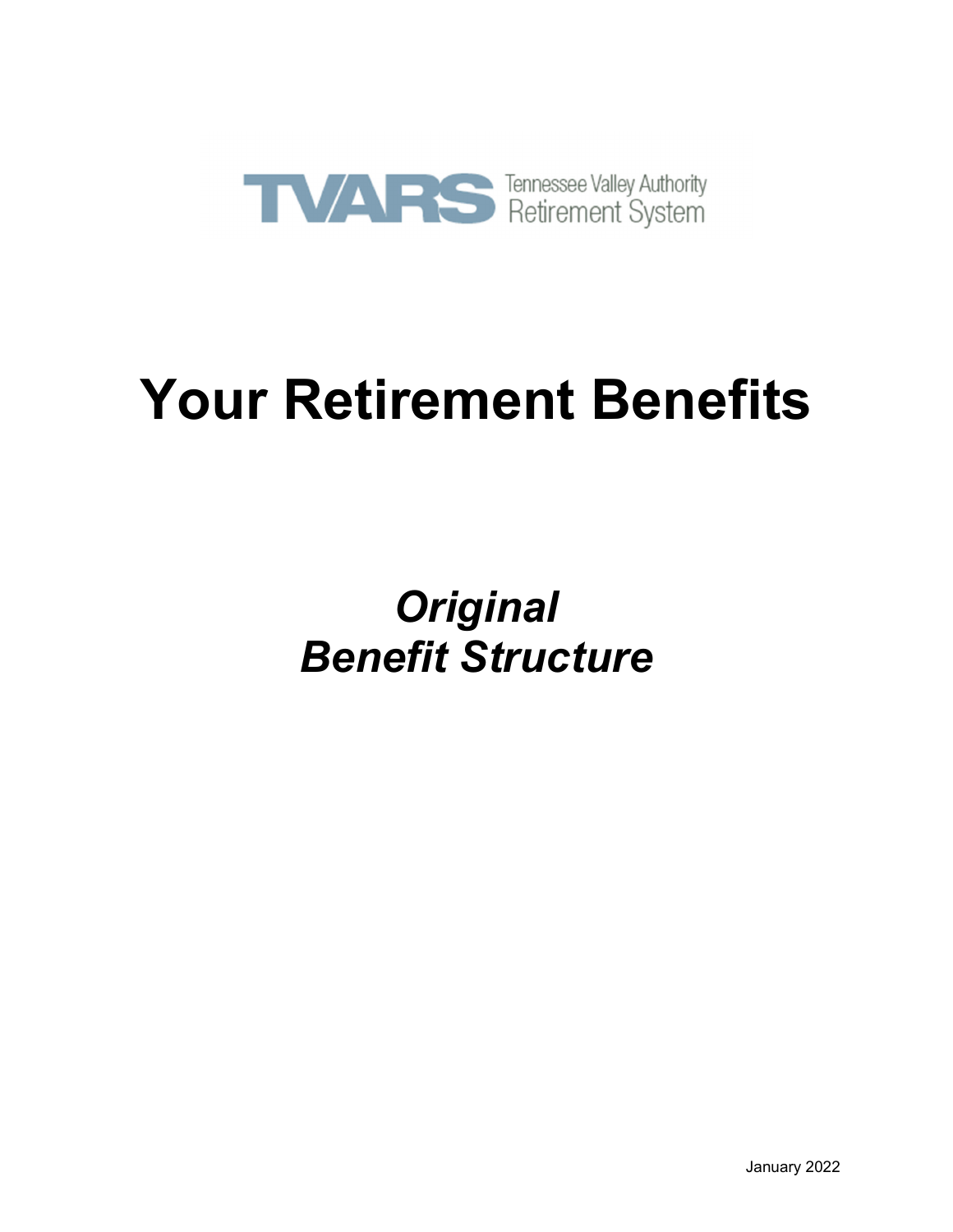TVARS Tennessee Valley Authority Retirement System

# Your Retirement Benefits

## *Original Benefit Structure*

January 2022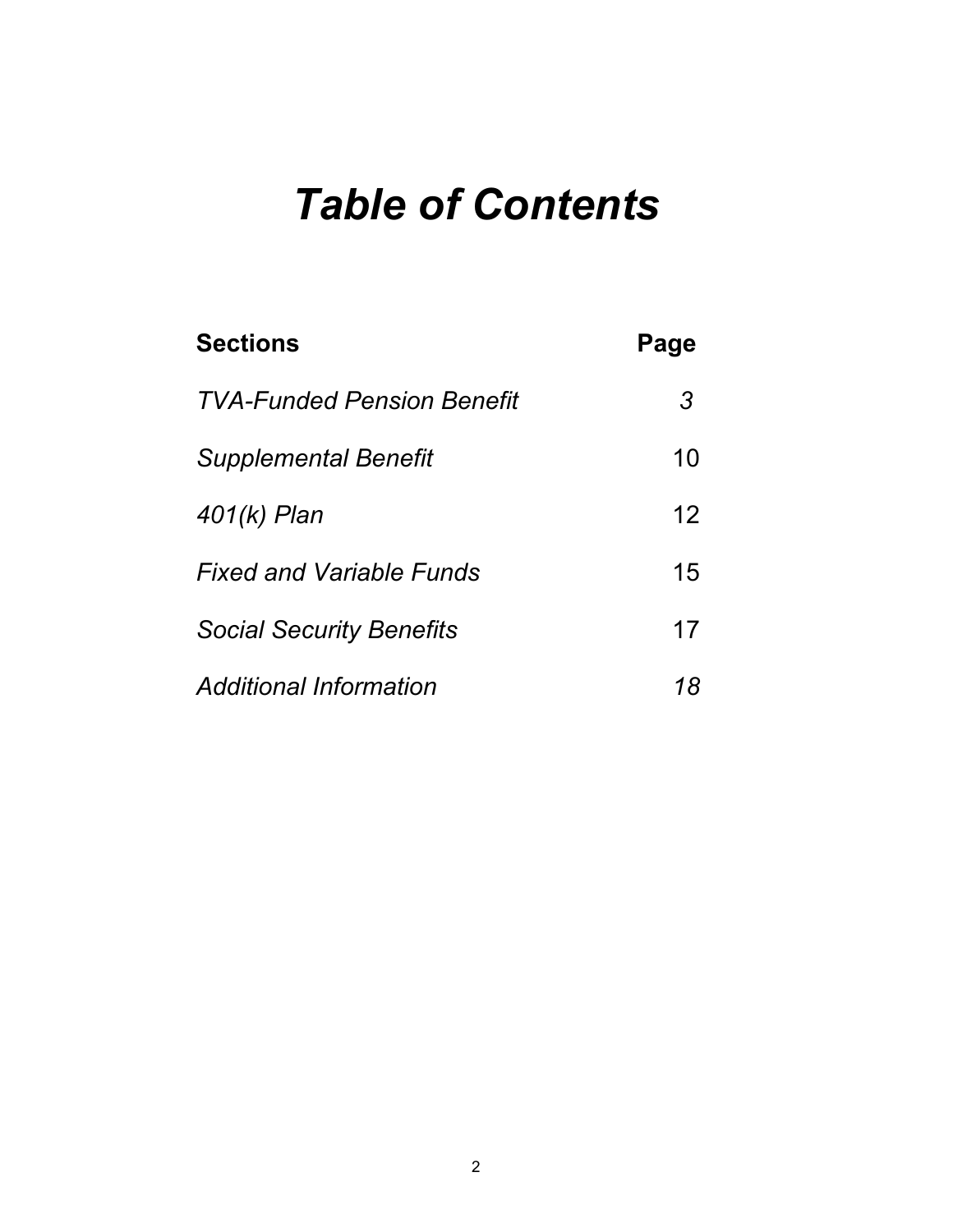# *Table of Contents*

| **Sections** | **Page** |
|---|---|
| *TVA-Funded Pension Benefit* | *3* |
| *Supplemental Benefit* | 10 |
| *401(k) Plan* | 12 |
| *Fixed and Variable Funds* | 15 |
| *Social Security Benefits* | 17 |
| *Additional Information* | *18* |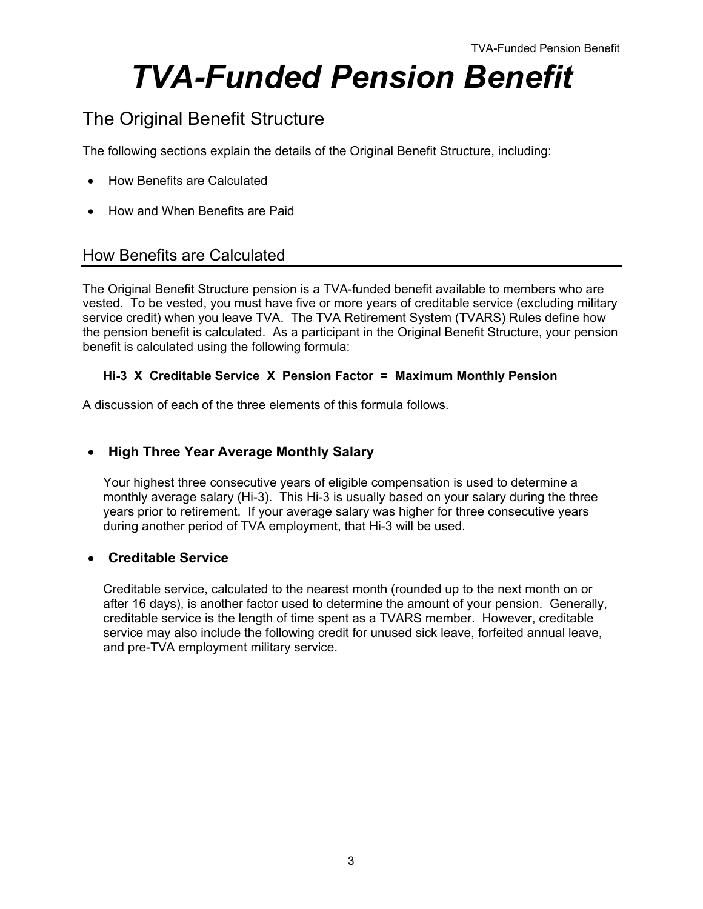# *TVA-Funded Pension Benefit*

## The Original Benefit Structure

The following sections explain the details of the Original Benefit Structure, including:

- How Benefits are Calculated
- How and When Benefits are Paid

## How Benefits are Calculated

The Original Benefit Structure pension is a TVA-funded benefit available to members who are vested. To be vested, you must have five or more years of creditable service (excluding military service credit) when you leave TVA. The TVA Retirement System (TVARS) Rules define how the pension benefit is calculated. As a participant in the Original Benefit Structure, your pension benefit is calculated using the following formula:

**Hi-3 X Creditable Service X Pension Factor = Maximum Monthly Pension**

A discussion of each of the three elements of this formula follows.

- **High Three Year Average Monthly Salary**

  Your highest three consecutive years of eligible compensation is used to determine a monthly average salary (Hi-3). This Hi-3 is usually based on your salary during the three years prior to retirement. If your average salary was higher for three consecutive years during another period of TVA employment, that Hi-3 will be used.

- **Creditable Service**

  Creditable service, calculated to the nearest month (rounded up to the next month on or after 16 days), is another factor used to determine the amount of your pension. Generally, creditable service is the length of time spent as a TVARS member. However, creditable service may also include the following credit for unused sick leave, forfeited annual leave, and pre-TVA employment military service.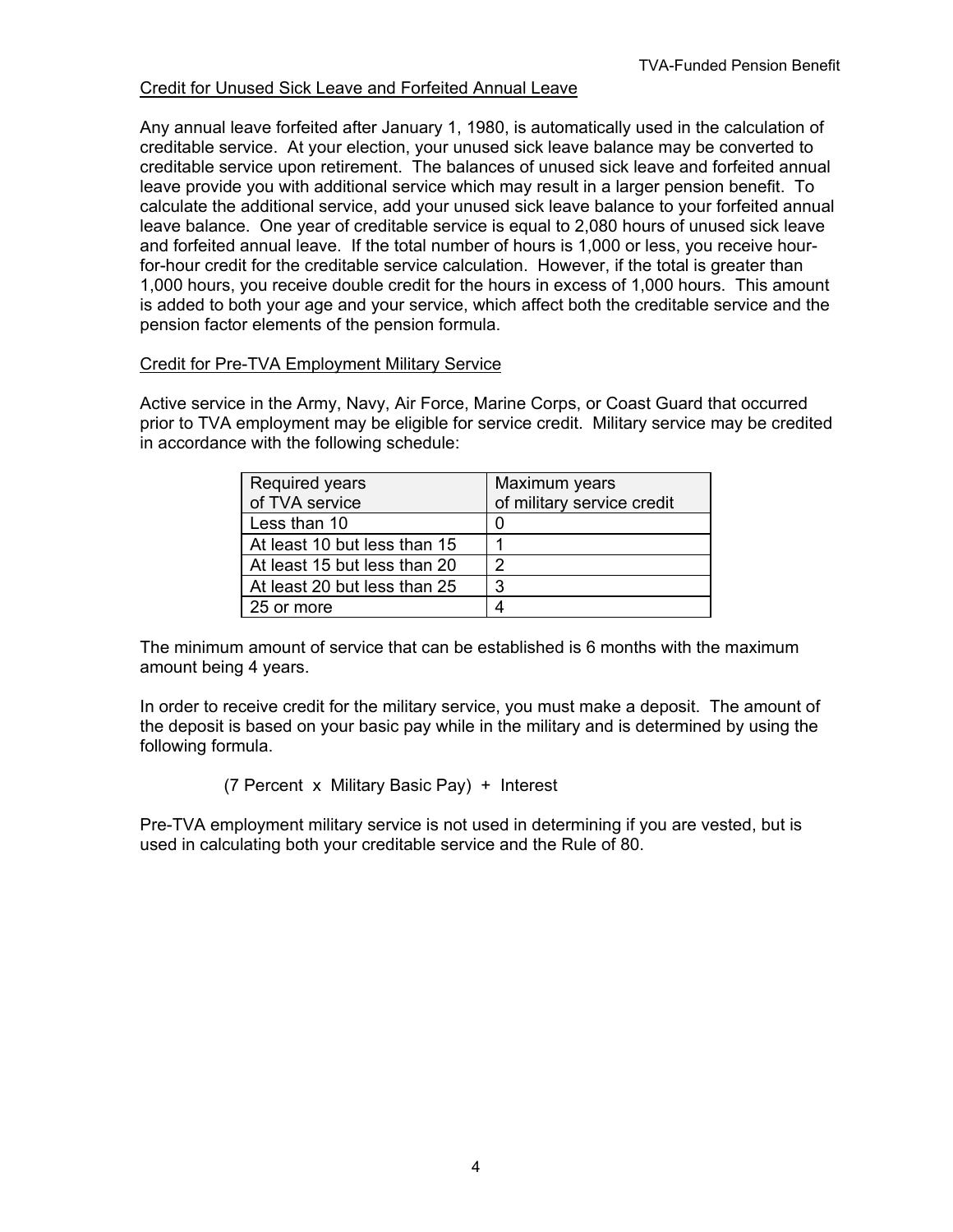## Credit for Unused Sick Leave and Forfeited Annual Leave

Any annual leave forfeited after January 1, 1980, is automatically used in the calculation of creditable service. At your election, your unused sick leave balance may be converted to creditable service upon retirement. The balances of unused sick leave and forfeited annual leave provide you with additional service which may result in a larger pension benefit. To calculate the additional service, add your unused sick leave balance to your forfeited annual leave balance. One year of creditable service is equal to 2,080 hours of unused sick leave and forfeited annual leave. If the total number of hours is 1,000 or less, you receive hour-for-hour credit for the creditable service calculation. However, if the total is greater than 1,000 hours, you receive double credit for the hours in excess of 1,000 hours. This amount is added to both your age and your service, which affect both the creditable service and the pension factor elements of the pension formula.

## Credit for Pre-TVA Employment Military Service

Active service in the Army, Navy, Air Force, Marine Corps, or Coast Guard that occurred prior to TVA employment may be eligible for service credit. Military service may be credited in accordance with the following schedule:

| Required years of TVA service | Maximum years of military service credit |
|---|---|
| Less than 10 | 0 |
| At least 10 but less than 15 | 1 |
| At least 15 but less than 20 | 2 |
| At least 20 but less than 25 | 3 |
| 25 or more | 4 |

The minimum amount of service that can be established is 6 months with the maximum amount being 4 years.

In order to receive credit for the military service, you must make a deposit. The amount of the deposit is based on your basic pay while in the military and is determined by using the following formula.

(7 Percent x Military Basic Pay) + Interest

Pre-TVA employment military service is not used in determining if you are vested, but is used in calculating both your creditable service and the Rule of 80.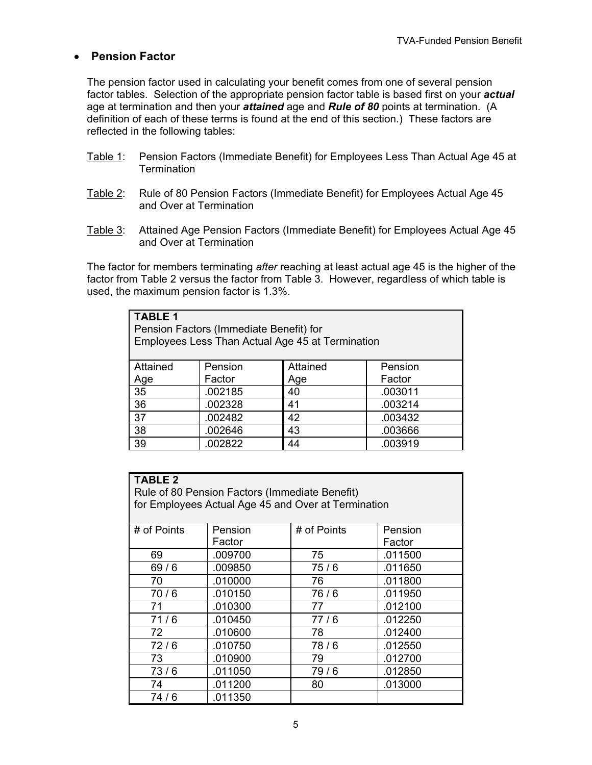- **Pension Factor**

The pension factor used in calculating your benefit comes from one of several pension factor tables. Selection of the appropriate pension factor table is based first on your ***actual*** age at termination and then your ***attained*** age and ***Rule of 80*** points at termination. (A definition of each of these terms is found at the end of this section.) These factors are reflected in the following tables:

Table 1: Pension Factors (Immediate Benefit) for Employees Less Than Actual Age 45 at Termination

Table 2: Rule of 80 Pension Factors (Immediate Benefit) for Employees Actual Age 45 and Over at Termination

Table 3: Attained Age Pension Factors (Immediate Benefit) for Employees Actual Age 45 and Over at Termination

The factor for members terminating *after* reaching at least actual age 45 is the higher of the factor from Table 2 versus the factor from Table 3. However, regardless of which table is used, the maximum pension factor is 1.3%.

**TABLE 1**
Pension Factors (Immediate Benefit) for
Employees Less Than Actual Age 45 at Termination

| Attained Age | Pension Factor | Attained Age | Pension Factor |
|---|---|---|---|
| 35 | .002185 | 40 | .003011 |
| 36 | .002328 | 41 | .003214 |
| 37 | .002482 | 42 | .003432 |
| 38 | .002646 | 43 | .003666 |
| 39 | .002822 | 44 | .003919 |

**TABLE 2**
Rule of 80 Pension Factors (Immediate Benefit)
for Employees Actual Age 45 and Over at Termination

| # of Points | Pension Factor | # of Points | Pension Factor |
|---|---|---|---|
| 69 | .009700 | 75 | .011500 |
| 69 / 6 | .009850 | 75 / 6 | .011650 |
| 70 | .010000 | 76 | .011800 |
| 70 / 6 | .010150 | 76 / 6 | .011950 |
| 71 | .010300 | 77 | .012100 |
| 71 / 6 | .010450 | 77 / 6 | .012250 |
| 72 | .010600 | 78 | .012400 |
| 72 / 6 | .010750 | 78 / 6 | .012550 |
| 73 | .010900 | 79 | .012700 |
| 73 / 6 | .011050 | 79 / 6 | .012850 |
| 74 | .011200 | 80 | .013000 |
| 74 / 6 | .011350 | | |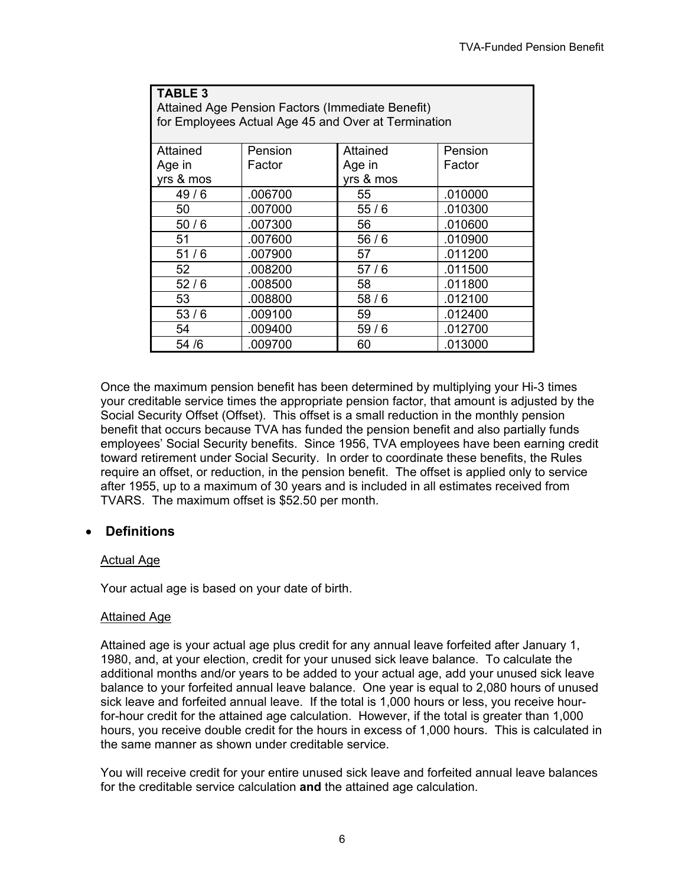| **TABLE 3**<br>Attained Age Pension Factors (Immediate Benefit)<br>for Employees Actual Age 45 and Over at Termination | | | |
|---|---|---|---|
| Attained Age in yrs & mos | Pension Factor | Attained Age in yrs & mos | Pension Factor |
| 49 / 6 | .006700 | 55 | .010000 |
| 50 | .007000 | 55 / 6 | .010300 |
| 50 / 6 | .007300 | 56 | .010600 |
| 51 | .007600 | 56 / 6 | .010900 |
| 51 / 6 | .007900 | 57 | .011200 |
| 52 | .008200 | 57 / 6 | .011500 |
| 52 / 6 | .008500 | 58 | .011800 |
| 53 | .008800 | 58 / 6 | .012100 |
| 53 / 6 | .009100 | 59 | .012400 |
| 54 | .009400 | 59 / 6 | .012700 |
| 54 /6 | .009700 | 60 | .013000 |

Once the maximum pension benefit has been determined by multiplying your Hi-3 times your creditable service times the appropriate pension factor, that amount is adjusted by the Social Security Offset (Offset). This offset is a small reduction in the monthly pension benefit that occurs because TVA has funded the pension benefit and also partially funds employees' Social Security benefits. Since 1956, TVA employees have been earning credit toward retirement under Social Security. In order to coordinate these benefits, the Rules require an offset, or reduction, in the pension benefit. The offset is applied only to service after 1955, up to a maximum of 30 years and is included in all estimates received from TVARS. The maximum offset is $52.50 per month.

- **Definitions**

<u>Actual Age</u>

Your actual age is based on your date of birth.

<u>Attained Age</u>

Attained age is your actual age plus credit for any annual leave forfeited after January 1, 1980, and, at your election, credit for your unused sick leave balance. To calculate the additional months and/or years to be added to your actual age, add your unused sick leave balance to your forfeited annual leave balance. One year is equal to 2,080 hours of unused sick leave and forfeited annual leave. If the total is 1,000 hours or less, you receive hour-for-hour credit for the attained age calculation. However, if the total is greater than 1,000 hours, you receive double credit for the hours in excess of 1,000 hours. This is calculated in the same manner as shown under creditable service.

You will receive credit for your entire unused sick leave and forfeited annual leave balances for the creditable service calculation **and** the attained age calculation.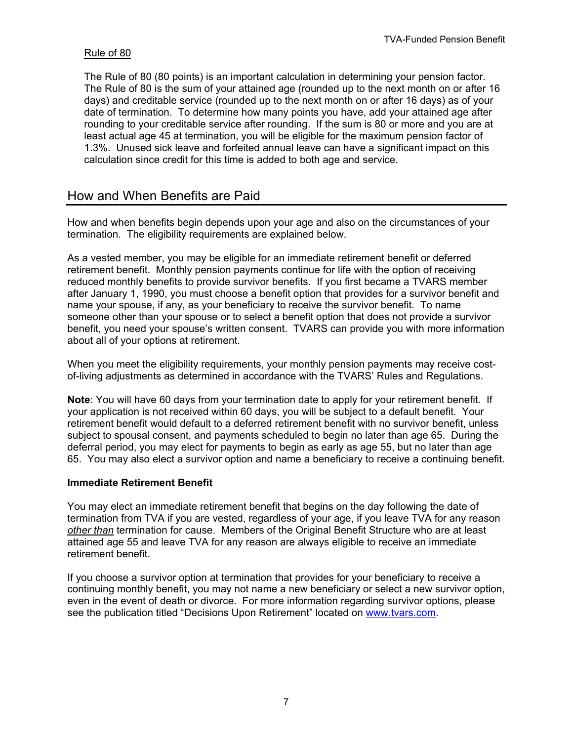Rule of 80

The Rule of 80 (80 points) is an important calculation in determining your pension factor. The Rule of 80 is the sum of your attained age (rounded up to the next month on or after 16 days) and creditable service (rounded up to the next month on or after 16 days) as of your date of termination. To determine how many points you have, add your attained age after rounding to your creditable service after rounding. If the sum is 80 or more and you are at least actual age 45 at termination, you will be eligible for the maximum pension factor of 1.3%. Unused sick leave and forfeited annual leave can have a significant impact on this calculation since credit for this time is added to both age and service.

## How and When Benefits are Paid

How and when benefits begin depends upon your age and also on the circumstances of your termination. The eligibility requirements are explained below.

As a vested member, you may be eligible for an immediate retirement benefit or deferred retirement benefit. Monthly pension payments continue for life with the option of receiving reduced monthly benefits to provide survivor benefits. If you first became a TVARS member after January 1, 1990, you must choose a benefit option that provides for a survivor benefit and name your spouse, if any, as your beneficiary to receive the survivor benefit. To name someone other than your spouse or to select a benefit option that does not provide a survivor benefit, you need your spouse's written consent. TVARS can provide you with more information about all of your options at retirement.

When you meet the eligibility requirements, your monthly pension payments may receive cost-of-living adjustments as determined in accordance with the TVARS' Rules and Regulations.

**Note**: You will have 60 days from your termination date to apply for your retirement benefit. If your application is not received within 60 days, you will be subject to a default benefit. Your retirement benefit would default to a deferred retirement benefit with no survivor benefit, unless subject to spousal consent, and payments scheduled to begin no later than age 65. During the deferral period, you may elect for payments to begin as early as age 55, but no later than age 65. You may also elect a survivor option and name a beneficiary to receive a continuing benefit.

**Immediate Retirement Benefit**

You may elect an immediate retirement benefit that begins on the day following the date of termination from TVA if you are vested, regardless of your age, if you leave TVA for any reason *other than* termination for cause. Members of the Original Benefit Structure who are at least attained age 55 and leave TVA for any reason are always eligible to receive an immediate retirement benefit.

If you choose a survivor option at termination that provides for your beneficiary to receive a continuing monthly benefit, you may not name a new beneficiary or select a new survivor option, even in the event of death or divorce. For more information regarding survivor options, please see the publication titled "Decisions Upon Retirement" located on www.tvars.com.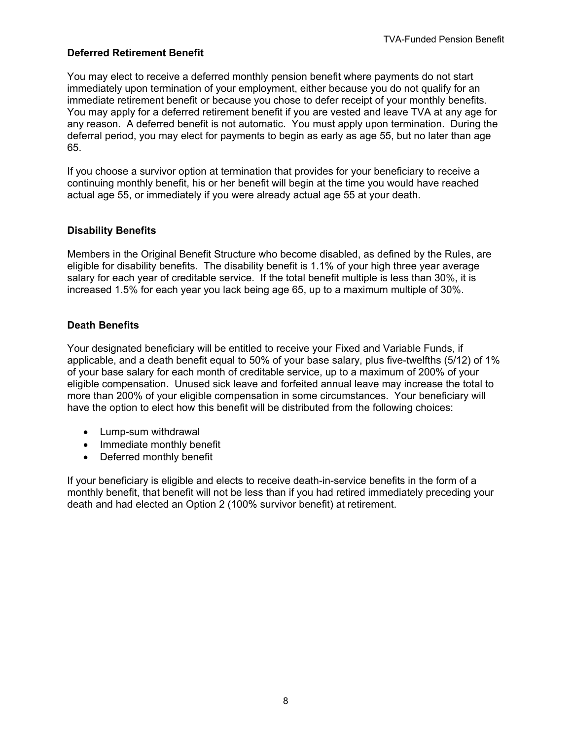## Deferred Retirement Benefit

You may elect to receive a deferred monthly pension benefit where payments do not start immediately upon termination of your employment, either because you do not qualify for an immediate retirement benefit or because you chose to defer receipt of your monthly benefits. You may apply for a deferred retirement benefit if you are vested and leave TVA at any age for any reason. A deferred benefit is not automatic. You must apply upon termination. During the deferral period, you may elect for payments to begin as early as age 55, but no later than age 65.

If you choose a survivor option at termination that provides for your beneficiary to receive a continuing monthly benefit, his or her benefit will begin at the time you would have reached actual age 55, or immediately if you were already actual age 55 at your death.

## Disability Benefits

Members in the Original Benefit Structure who become disabled, as defined by the Rules, are eligible for disability benefits. The disability benefit is 1.1% of your high three year average salary for each year of creditable service. If the total benefit multiple is less than 30%, it is increased 1.5% for each year you lack being age 65, up to a maximum multiple of 30%.

## Death Benefits

Your designated beneficiary will be entitled to receive your Fixed and Variable Funds, if applicable, and a death benefit equal to 50% of your base salary, plus five-twelfths (5/12) of 1% of your base salary for each month of creditable service, up to a maximum of 200% of your eligible compensation. Unused sick leave and forfeited annual leave may increase the total to more than 200% of your eligible compensation in some circumstances. Your beneficiary will have the option to elect how this benefit will be distributed from the following choices:

- Lump-sum withdrawal
- Immediate monthly benefit
- Deferred monthly benefit

If your beneficiary is eligible and elects to receive death-in-service benefits in the form of a monthly benefit, that benefit will not be less than if you had retired immediately preceding your death and had elected an Option 2 (100% survivor benefit) at retirement.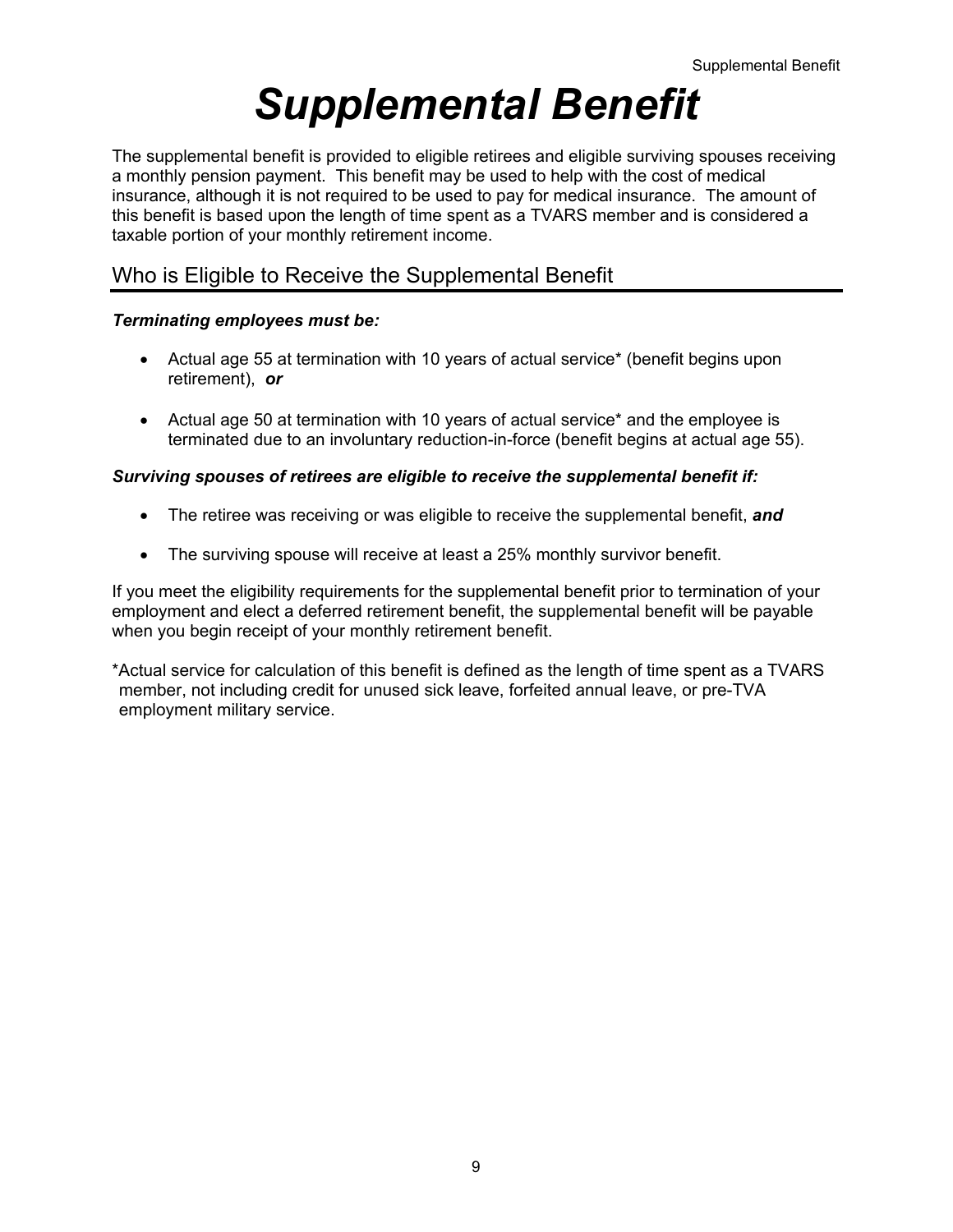# Supplemental Benefit

The supplemental benefit is provided to eligible retirees and eligible surviving spouses receiving a monthly pension payment. This benefit may be used to help with the cost of medical insurance, although it is not required to be used to pay for medical insurance. The amount of this benefit is based upon the length of time spent as a TVARS member and is considered a taxable portion of your monthly retirement income.

## Who is Eligible to Receive the Supplemental Benefit

***Terminating employees must be:***

- Actual age 55 at termination with 10 years of actual service* (benefit begins upon retirement), ***or***
- Actual age 50 at termination with 10 years of actual service* and the employee is terminated due to an involuntary reduction-in-force (benefit begins at actual age 55).

***Surviving spouses of retirees are eligible to receive the supplemental benefit if:***

- The retiree was receiving or was eligible to receive the supplemental benefit, ***and***
- The surviving spouse will receive at least a 25% monthly survivor benefit.

If you meet the eligibility requirements for the supplemental benefit prior to termination of your employment and elect a deferred retirement benefit, the supplemental benefit will be payable when you begin receipt of your monthly retirement benefit.

*Actual service for calculation of this benefit is defined as the length of time spent as a TVARS member, not including credit for unused sick leave, forfeited annual leave, or pre-TVA employment military service.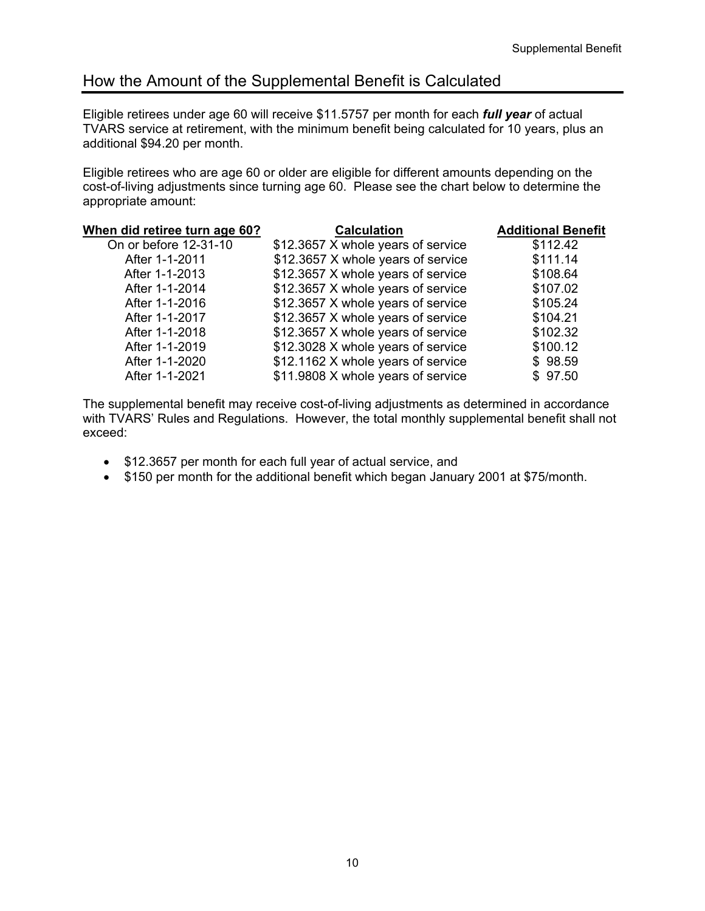## How the Amount of the Supplemental Benefit is Calculated

Eligible retirees under age 60 will receive \$11.5757 per month for each ***full year*** of actual TVARS service at retirement, with the minimum benefit being calculated for 10 years, plus an additional \$94.20 per month.

Eligible retirees who are age 60 or older are eligible for different amounts depending on the cost-of-living adjustments since turning age 60. Please see the chart below to determine the appropriate amount:

| When did retiree turn age 60? | Calculation | Additional Benefit |
|---|---|---|
| On or before 12-31-10 | \$12.3657 X whole years of service | \$112.42 |
| After 1-1-2011 | \$12.3657 X whole years of service | \$111.14 |
| After 1-1-2013 | \$12.3657 X whole years of service | \$108.64 |
| After 1-1-2014 | \$12.3657 X whole years of service | \$107.02 |
| After 1-1-2016 | \$12.3657 X whole years of service | \$105.24 |
| After 1-1-2017 | \$12.3657 X whole years of service | \$104.21 |
| After 1-1-2018 | \$12.3657 X whole years of service | \$102.32 |
| After 1-1-2019 | \$12.3028 X whole years of service | \$100.12 |
| After 1-1-2020 | \$12.1162 X whole years of service | \$ 98.59 |
| After 1-1-2021 | \$11.9808 X whole years of service | \$ 97.50 |

The supplemental benefit may receive cost-of-living adjustments as determined in accordance with TVARS' Rules and Regulations. However, the total monthly supplemental benefit shall not exceed:

- \$12.3657 per month for each full year of actual service, and
- \$150 per month for the additional benefit which began January 2001 at \$75/month.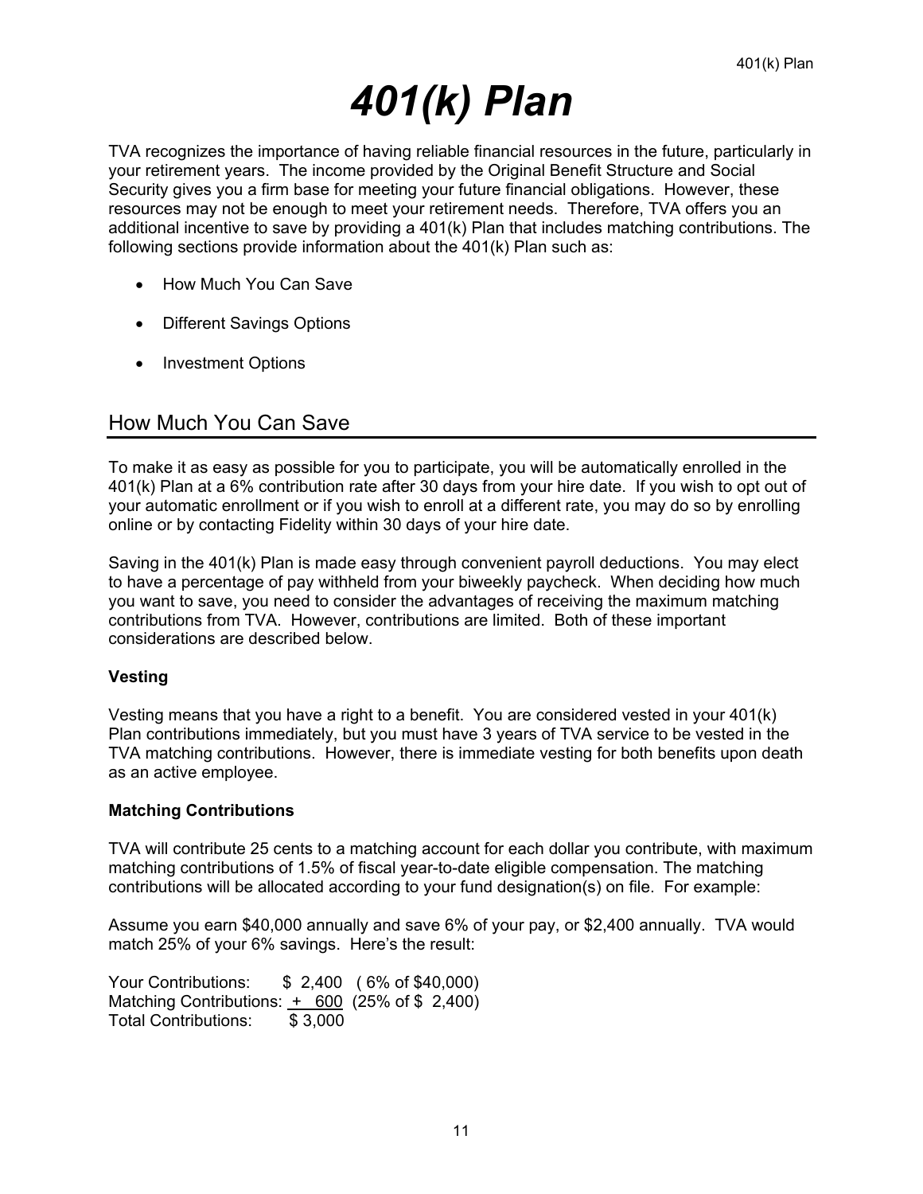# 401(k) Plan

TVA recognizes the importance of having reliable financial resources in the future, particularly in your retirement years. The income provided by the Original Benefit Structure and Social Security gives you a firm base for meeting your future financial obligations. However, these resources may not be enough to meet your retirement needs. Therefore, TVA offers you an additional incentive to save by providing a 401(k) Plan that includes matching contributions. The following sections provide information about the 401(k) Plan such as:

- How Much You Can Save
- Different Savings Options
- Investment Options

## How Much You Can Save

To make it as easy as possible for you to participate, you will be automatically enrolled in the 401(k) Plan at a 6% contribution rate after 30 days from your hire date. If you wish to opt out of your automatic enrollment or if you wish to enroll at a different rate, you may do so by enrolling online or by contacting Fidelity within 30 days of your hire date.

Saving in the 401(k) Plan is made easy through convenient payroll deductions. You may elect to have a percentage of pay withheld from your biweekly paycheck. When deciding how much you want to save, you need to consider the advantages of receiving the maximum matching contributions from TVA. However, contributions are limited. Both of these important considerations are described below.

**Vesting**

Vesting means that you have a right to a benefit. You are considered vested in your 401(k) Plan contributions immediately, but you must have 3 years of TVA service to be vested in the TVA matching contributions. However, there is immediate vesting for both benefits upon death as an active employee.

**Matching Contributions**

TVA will contribute 25 cents to a matching account for each dollar you contribute, with maximum matching contributions of 1.5% of fiscal year-to-date eligible compensation. The matching contributions will be allocated according to your fund designation(s) on file. For example:

Assume you earn $40,000 annually and save 6% of your pay, or $2,400 annually. TVA would match 25% of your 6% savings. Here's the result:

| | | |
|---|---|---|
| Your Contributions: | $ 2,400 | ( 6% of $40,000) |
| Matching Contributions: | + 600 | (25% of $ 2,400) |
| Total Contributions: | $ 3,000 | |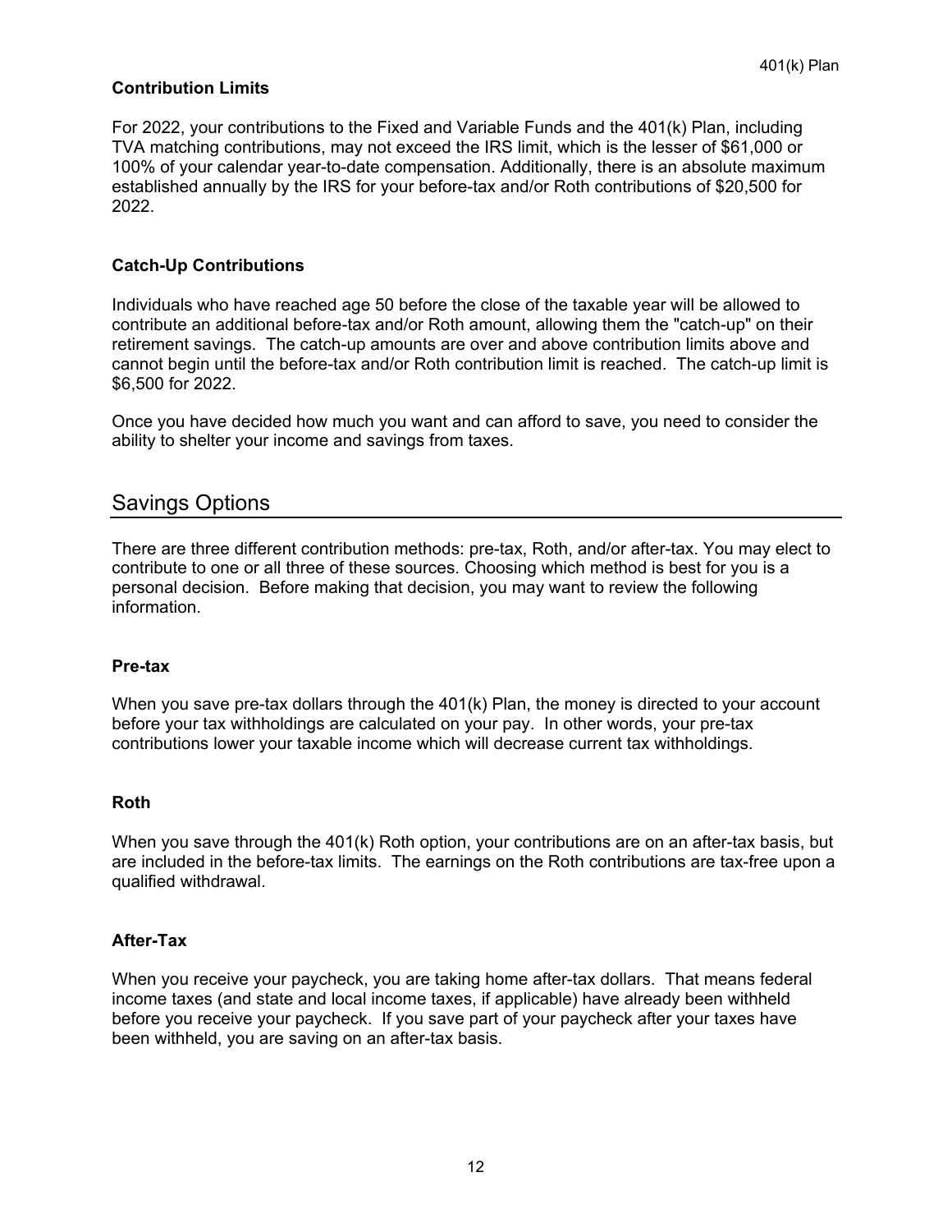### Contribution Limits

For 2022, your contributions to the Fixed and Variable Funds and the 401(k) Plan, including TVA matching contributions, may not exceed the IRS limit, which is the lesser of $61,000 or 100% of your calendar year-to-date compensation. Additionally, there is an absolute maximum established annually by the IRS for your before-tax and/or Roth contributions of $20,500 for 2022.

### Catch-Up Contributions

Individuals who have reached age 50 before the close of the taxable year will be allowed to contribute an additional before-tax and/or Roth amount, allowing them the "catch-up" on their retirement savings. The catch-up amounts are over and above contribution limits above and cannot begin until the before-tax and/or Roth contribution limit is reached. The catch-up limit is $6,500 for 2022.

Once you have decided how much you want and can afford to save, you need to consider the ability to shelter your income and savings from taxes.

## Savings Options

There are three different contribution methods: pre-tax, Roth, and/or after-tax. You may elect to contribute to one or all three of these sources. Choosing which method is best for you is a personal decision. Before making that decision, you may want to review the following information.

### Pre-tax

When you save pre-tax dollars through the 401(k) Plan, the money is directed to your account before your tax withholdings are calculated on your pay. In other words, your pre-tax contributions lower your taxable income which will decrease current tax withholdings.

### Roth

When you save through the 401(k) Roth option, your contributions are on an after-tax basis, but are included in the before-tax limits. The earnings on the Roth contributions are tax-free upon a qualified withdrawal.

### After-Tax

When you receive your paycheck, you are taking home after-tax dollars. That means federal income taxes (and state and local income taxes, if applicable) have already been withheld before you receive your paycheck. If you save part of your paycheck after your taxes have been withheld, you are saving on an after-tax basis.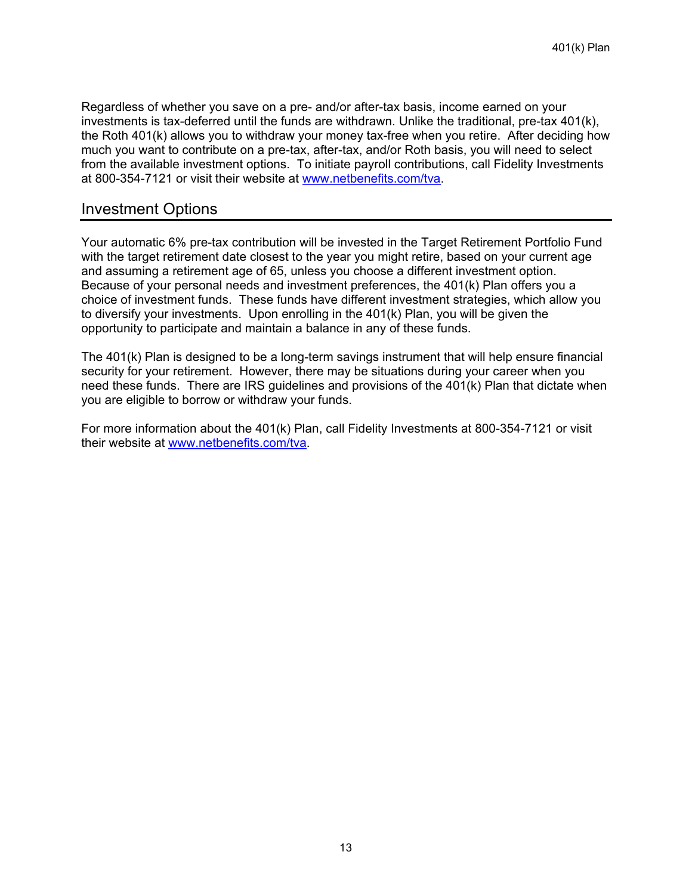Regardless of whether you save on a pre- and/or after-tax basis, income earned on your investments is tax-deferred until the funds are withdrawn. Unlike the traditional, pre-tax 401(k), the Roth 401(k) allows you to withdraw your money tax-free when you retire. After deciding how much you want to contribute on a pre-tax, after-tax, and/or Roth basis, you will need to select from the available investment options. To initiate payroll contributions, call Fidelity Investments at 800-354-7121 or visit their website at [www.netbenefits.com/tva](http://www.netbenefits.com/tva).

## Investment Options

Your automatic 6% pre-tax contribution will be invested in the Target Retirement Portfolio Fund with the target retirement date closest to the year you might retire, based on your current age and assuming a retirement age of 65, unless you choose a different investment option. Because of your personal needs and investment preferences, the 401(k) Plan offers you a choice of investment funds. These funds have different investment strategies, which allow you to diversify your investments. Upon enrolling in the 401(k) Plan, you will be given the opportunity to participate and maintain a balance in any of these funds.

The 401(k) Plan is designed to be a long-term savings instrument that will help ensure financial security for your retirement. However, there may be situations during your career when you need these funds. There are IRS guidelines and provisions of the 401(k) Plan that dictate when you are eligible to borrow or withdraw your funds.

For more information about the 401(k) Plan, call Fidelity Investments at 800-354-7121 or visit their website at [www.netbenefits.com/tva](http://www.netbenefits.com/tva).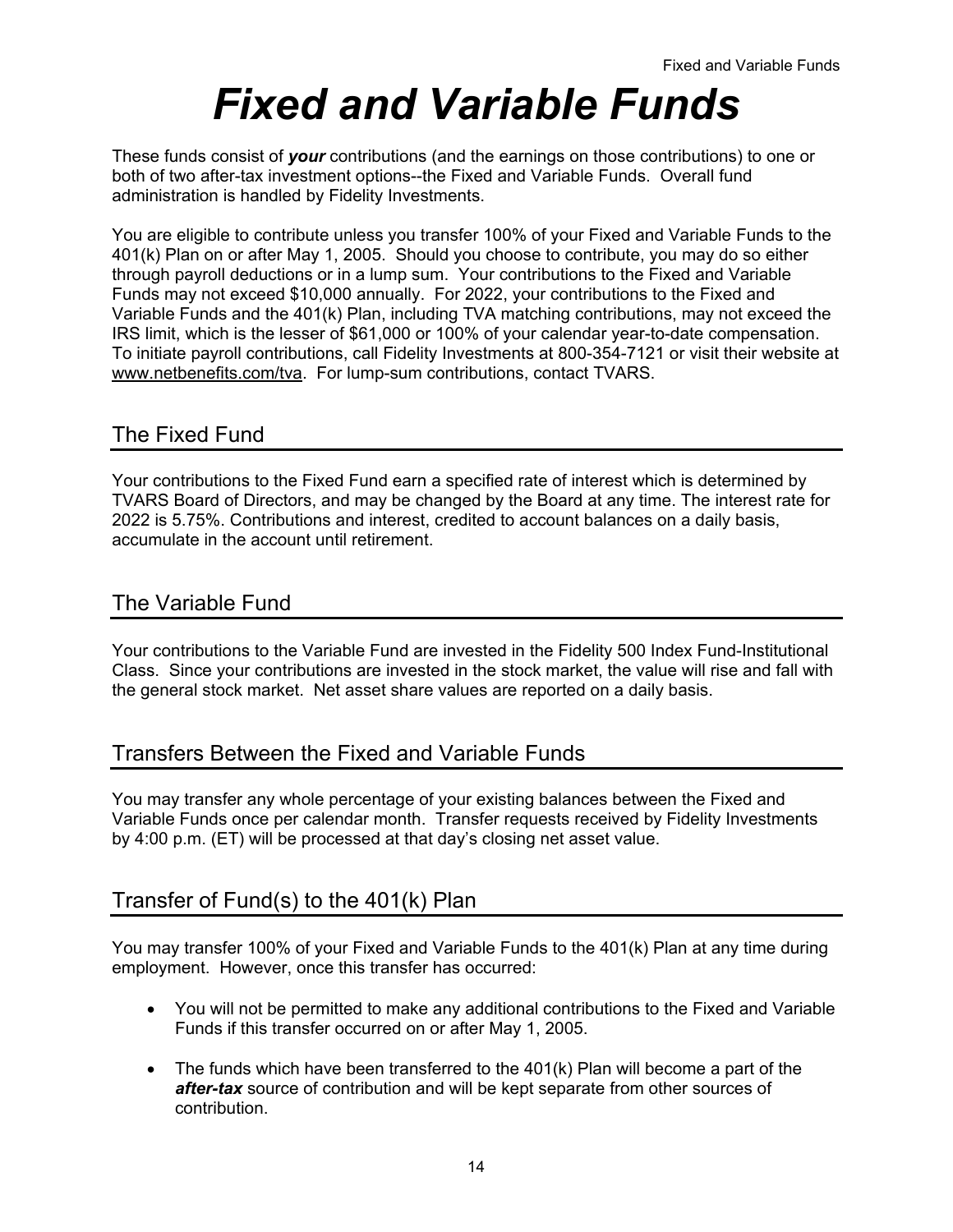# *Fixed and Variable Funds*

These funds consist of ***your*** contributions (and the earnings on those contributions) to one or both of two after-tax investment options--the Fixed and Variable Funds. Overall fund administration is handled by Fidelity Investments.

You are eligible to contribute unless you transfer 100% of your Fixed and Variable Funds to the 401(k) Plan on or after May 1, 2005. Should you choose to contribute, you may do so either through payroll deductions or in a lump sum. Your contributions to the Fixed and Variable Funds may not exceed $10,000 annually. For 2022, your contributions to the Fixed and Variable Funds and the 401(k) Plan, including TVA matching contributions, may not exceed the IRS limit, which is the lesser of $61,000 or 100% of your calendar year-to-date compensation. To initiate payroll contributions, call Fidelity Investments at 800-354-7121 or visit their website at www.netbenefits.com/tva. For lump-sum contributions, contact TVARS.

## The Fixed Fund

Your contributions to the Fixed Fund earn a specified rate of interest which is determined by TVARS Board of Directors, and may be changed by the Board at any time. The interest rate for 2022 is 5.75%. Contributions and interest, credited to account balances on a daily basis, accumulate in the account until retirement.

## The Variable Fund

Your contributions to the Variable Fund are invested in the Fidelity 500 Index Fund-Institutional Class. Since your contributions are invested in the stock market, the value will rise and fall with the general stock market. Net asset share values are reported on a daily basis.

## Transfers Between the Fixed and Variable Funds

You may transfer any whole percentage of your existing balances between the Fixed and Variable Funds once per calendar month. Transfer requests received by Fidelity Investments by 4:00 p.m. (ET) will be processed at that day's closing net asset value.

## Transfer of Fund(s) to the 401(k) Plan

You may transfer 100% of your Fixed and Variable Funds to the 401(k) Plan at any time during employment. However, once this transfer has occurred:

- You will not be permitted to make any additional contributions to the Fixed and Variable Funds if this transfer occurred on or after May 1, 2005.
- The funds which have been transferred to the 401(k) Plan will become a part of the ***after-tax*** source of contribution and will be kept separate from other sources of contribution.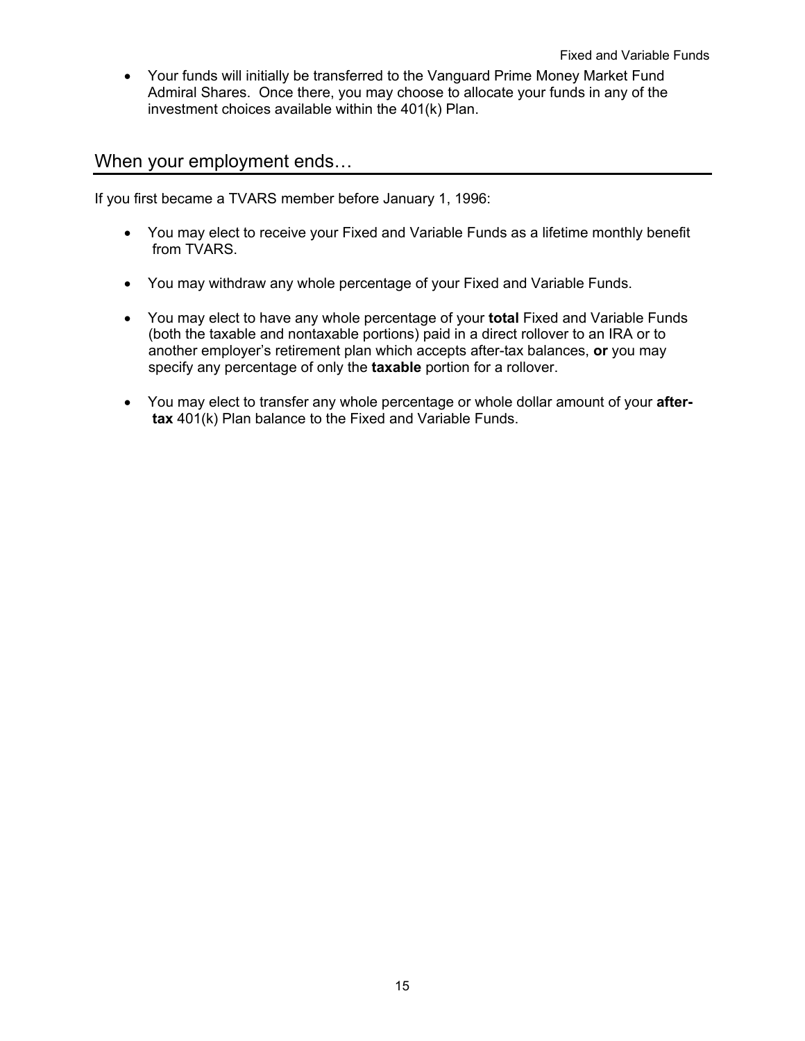- Your funds will initially be transferred to the Vanguard Prime Money Market Fund Admiral Shares. Once there, you may choose to allocate your funds in any of the investment choices available within the 401(k) Plan.

## When your employment ends…

If you first became a TVARS member before January 1, 1996:

- You may elect to receive your Fixed and Variable Funds as a lifetime monthly benefit from TVARS.
- You may withdraw any whole percentage of your Fixed and Variable Funds.
- You may elect to have any whole percentage of your **total** Fixed and Variable Funds (both the taxable and nontaxable portions) paid in a direct rollover to an IRA or to another employer's retirement plan which accepts after-tax balances, **or** you may specify any percentage of only the **taxable** portion for a rollover.
- You may elect to transfer any whole percentage or whole dollar amount of your **after-tax** 401(k) Plan balance to the Fixed and Variable Funds.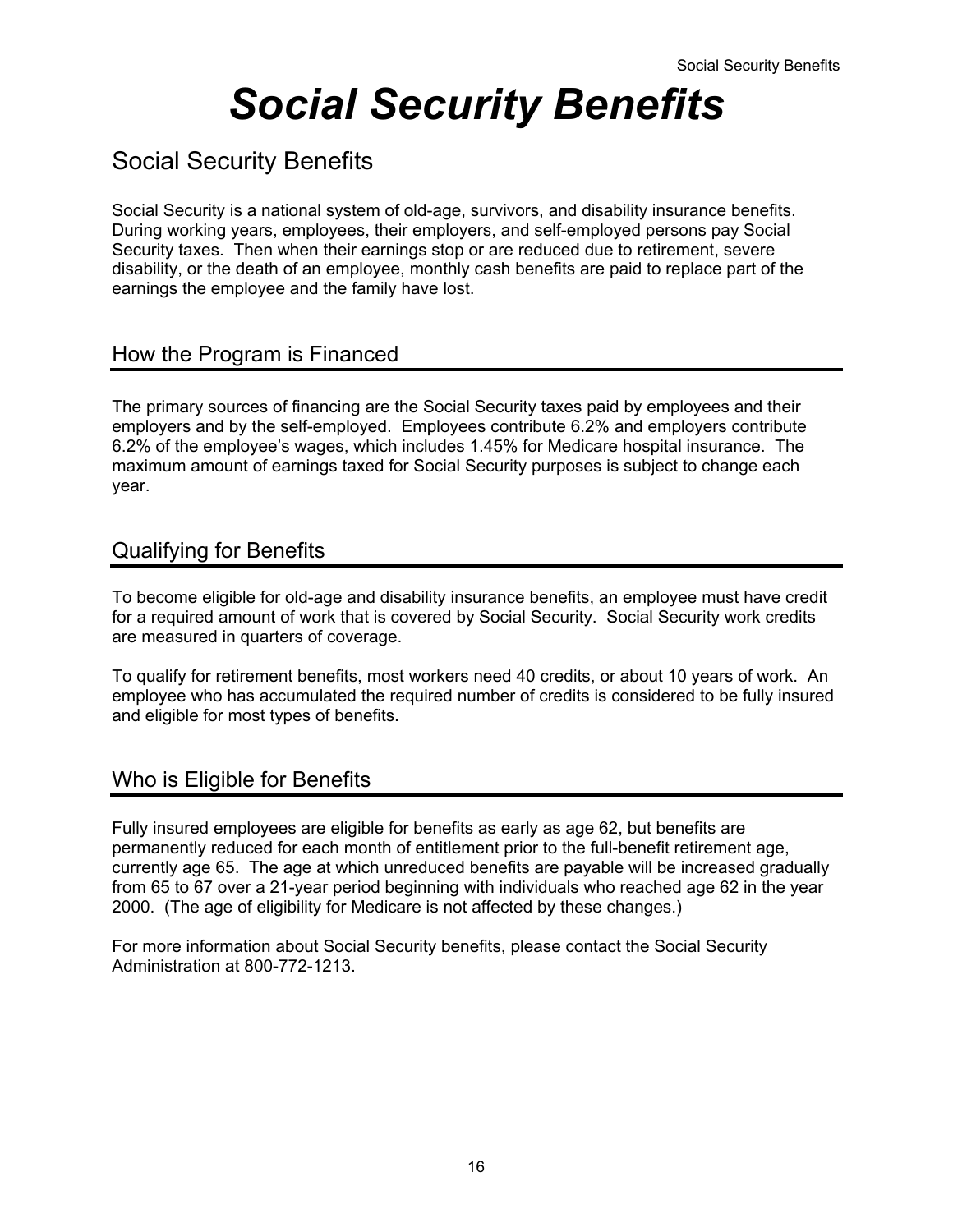# Social Security Benefits

## Social Security Benefits

Social Security is a national system of old-age, survivors, and disability insurance benefits. During working years, employees, their employers, and self-employed persons pay Social Security taxes. Then when their earnings stop or are reduced due to retirement, severe disability, or the death of an employee, monthly cash benefits are paid to replace part of the earnings the employee and the family have lost.

## How the Program is Financed

The primary sources of financing are the Social Security taxes paid by employees and their employers and by the self-employed. Employees contribute 6.2% and employers contribute 6.2% of the employee's wages, which includes 1.45% for Medicare hospital insurance. The maximum amount of earnings taxed for Social Security purposes is subject to change each year.

## Qualifying for Benefits

To become eligible for old-age and disability insurance benefits, an employee must have credit for a required amount of work that is covered by Social Security. Social Security work credits are measured in quarters of coverage.

To qualify for retirement benefits, most workers need 40 credits, or about 10 years of work. An employee who has accumulated the required number of credits is considered to be fully insured and eligible for most types of benefits.

## Who is Eligible for Benefits

Fully insured employees are eligible for benefits as early as age 62, but benefits are permanently reduced for each month of entitlement prior to the full-benefit retirement age, currently age 65. The age at which unreduced benefits are payable will be increased gradually from 65 to 67 over a 21-year period beginning with individuals who reached age 62 in the year 2000. (The age of eligibility for Medicare is not affected by these changes.)

For more information about Social Security benefits, please contact the Social Security Administration at 800-772-1213.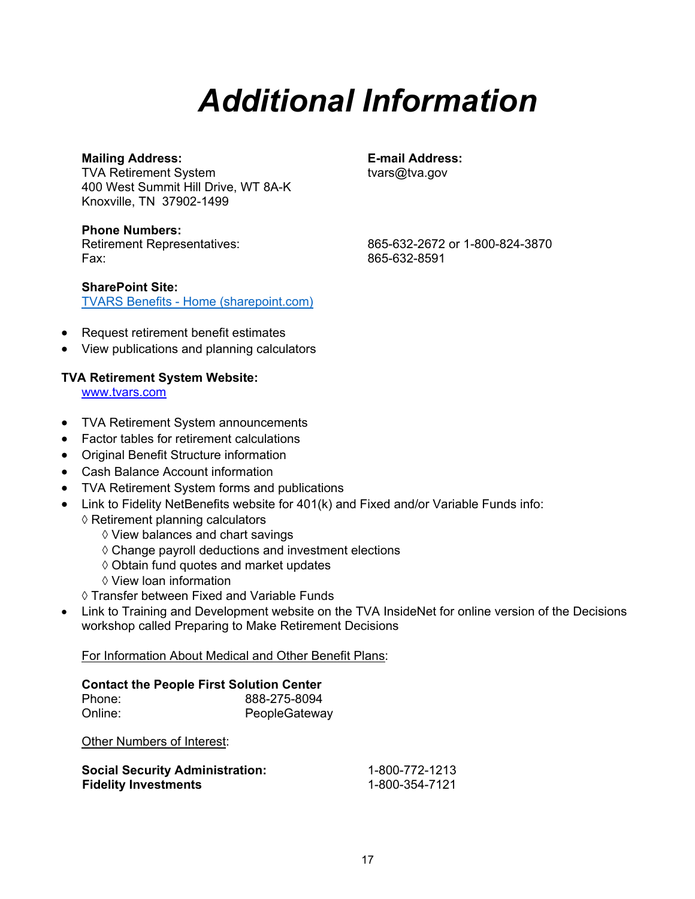# *Additional Information*

**Mailing Address:**
TVA Retirement System
400 West Summit Hill Drive, WT 8A-K
Knoxville, TN 37902-1499

**E-mail Address:**
tvars@tva.gov

**Phone Numbers:**

| | |
|---|---|
| Retirement Representatives: | 865-632-2672 or 1-800-824-3870 |
| Fax: | 865-632-8591 |

**SharePoint Site:**
[TVARS Benefits - Home (sharepoint.com)]()

- Request retirement benefit estimates
- View publications and planning calculators

**TVA Retirement System Website:**
[www.tvars.com](www.tvars.com)

- TVA Retirement System announcements
- Factor tables for retirement calculations
- Original Benefit Structure information
- Cash Balance Account information
- TVA Retirement System forms and publications
- Link to Fidelity NetBenefits website for 401(k) and Fixed and/or Variable Funds info:
  - ◊ Retirement planning calculators
    - ◊ View balances and chart savings
    - ◊ Change payroll deductions and investment elections
    - ◊ Obtain fund quotes and market updates
    - ◊ View loan information
  - ◊ Transfer between Fixed and Variable Funds
- Link to Training and Development website on the TVA InsideNet for online version of the Decisions workshop called Preparing to Make Retirement Decisions

<u>For Information About Medical and Other Benefit Plans</u>:

**Contact the People First Solution Center**

| | |
|---|---|
| Phone: | 888-275-8094 |
| Online: | PeopleGateway |

<u>Other Numbers of Interest</u>:

| | |
|---|---|
| **Social Security Administration:** | 1-800-772-1213 |
| **Fidelity Investments** | 1-800-354-7121 |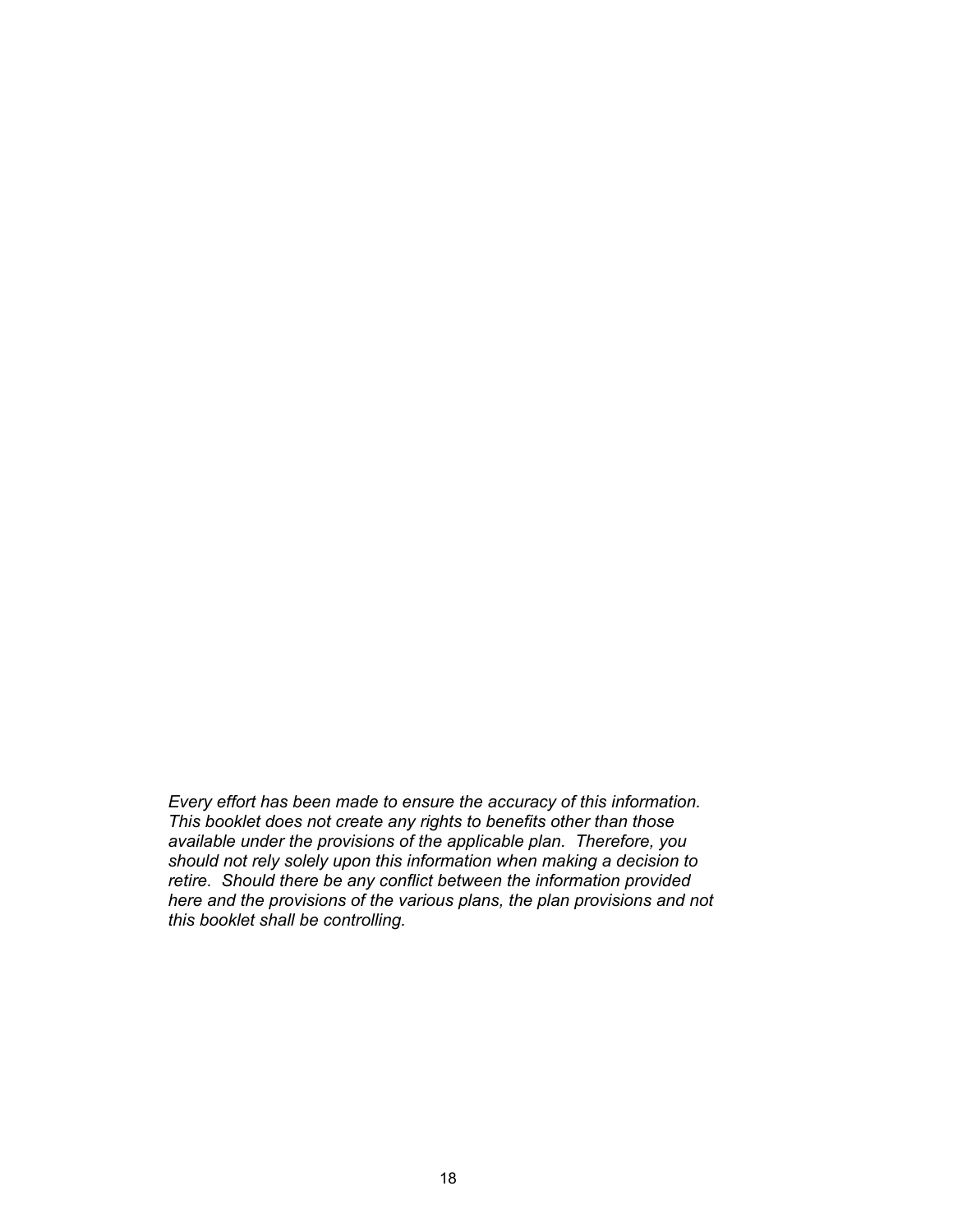*Every effort has been made to ensure the accuracy of this information. This booklet does not create any rights to benefits other than those available under the provisions of the applicable plan. Therefore, you should not rely solely upon this information when making a decision to retire. Should there be any conflict between the information provided here and the provisions of the various plans, the plan provisions and not this booklet shall be controlling.*